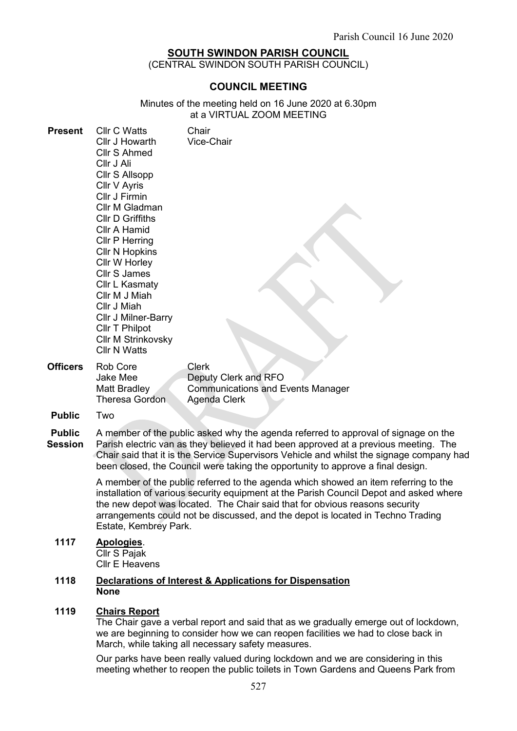# SOUTH SWINDON PARISH COUNCIL

(CENTRAL SWINDON SOUTH PARISH COUNCIL)

## COUNCIL MEETING

Minutes of the meeting held on 16 June 2020 at 6.30pm at a VIRTUAL ZOOM MEETING

**Present**

| | |
|---|---|
| Cllr C Watts | Chair |
| Cllr J Howarth | Vice-Chair |
| Cllr S Ahmed | |
| Cllr J Ali | |
| Cllr S Allsopp | |
| Cllr V Ayris | |
| Cllr J Firmin | |
| Cllr M Gladman | |
| Cllr D Griffiths | |
| Cllr A Hamid | |
| Cllr P Herring | |
| Cllr N Hopkins | |
| Cllr W Horley | |
| Cllr S James | |
| Cllr L Kasmaty | |
| Cllr M J Miah | |
| Cllr J Miah | |
| Cllr J Milner-Barry | |
| Cllr T Philpot | |
| Cllr M Strinkovsky | |
| Cllr N Watts | |

**Officers**

| | |
|---|---|
| Rob Core | Clerk |
| Jake Mee | Deputy Clerk and RFO |
| Matt Bradley | Communications and Events Manager |
| Theresa Gordon | Agenda Clerk |

**Public** Two

**Public Session**

A member of the public asked why the agenda referred to approval of signage on the Parish electric van as they believed it had been approved at a previous meeting. The Chair said that it is the Service Supervisors Vehicle and whilst the signage company had been closed, the Council were taking the opportunity to approve a final design.

A member of the public referred to the agenda which showed an item referring to the installation of various security equipment at the Parish Council Depot and asked where the new depot was located. The Chair said that for obvious reasons security arrangements could not be discussed, and the depot is located in Techno Trading Estate, Kembrey Park.

**1117 Apologies**.

Cllr S Pajak
Cllr E Heavens

**1118 Declarations of Interest & Applications for Dispensation**

**None**

**1119 Chairs Report**

The Chair gave a verbal report and said that as we gradually emerge out of lockdown, we are beginning to consider how we can reopen facilities we had to close back in March, while taking all necessary safety measures.

Our parks have been really valued during lockdown and we are considering in this meeting whether to reopen the public toilets in Town Gardens and Queens Park from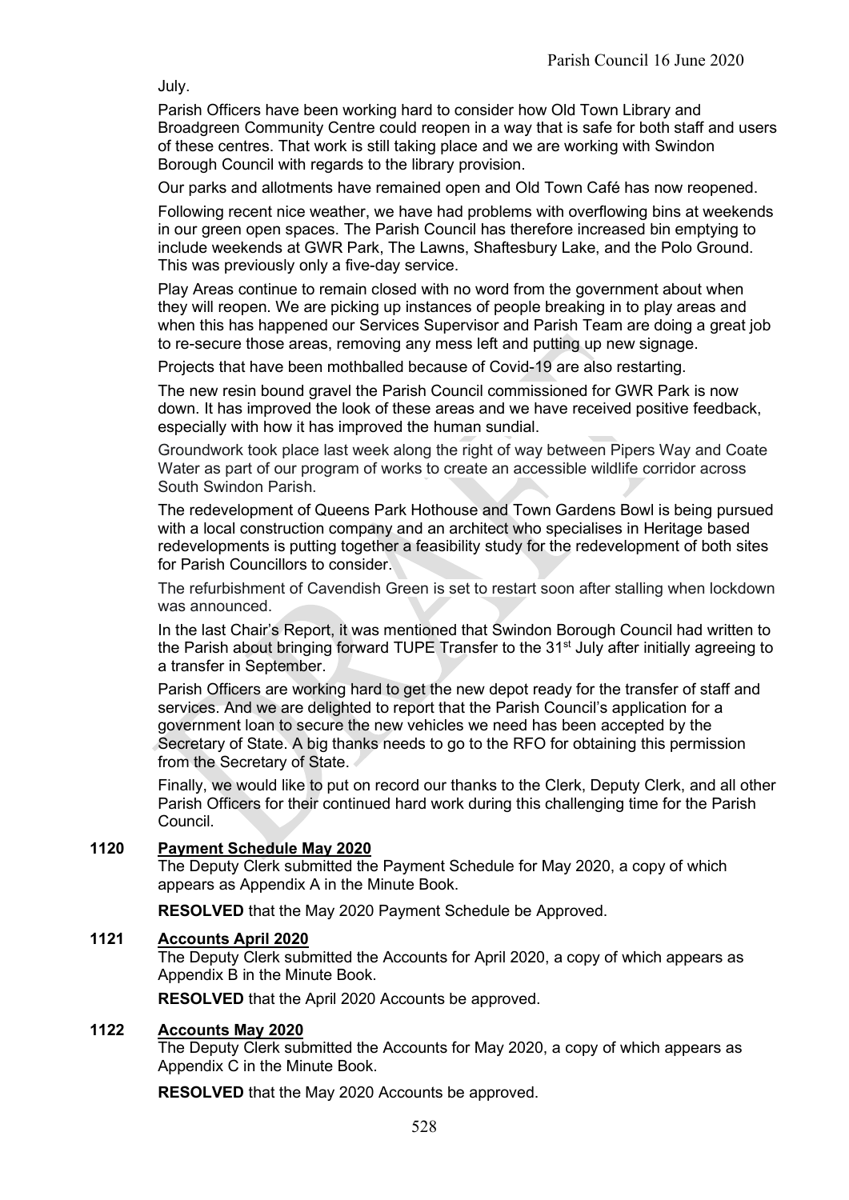July.

Parish Officers have been working hard to consider how Old Town Library and Broadgreen Community Centre could reopen in a way that is safe for both staff and users of these centres. That work is still taking place and we are working with Swindon Borough Council with regards to the library provision.

Our parks and allotments have remained open and Old Town Café has now reopened.

Following recent nice weather, we have had problems with overflowing bins at weekends in our green open spaces. The Parish Council has therefore increased bin emptying to include weekends at GWR Park, The Lawns, Shaftesbury Lake, and the Polo Ground. This was previously only a five-day service.

Play Areas continue to remain closed with no word from the government about when they will reopen. We are picking up instances of people breaking in to play areas and when this has happened our Services Supervisor and Parish Team are doing a great job to re-secure those areas, removing any mess left and putting up new signage.

Projects that have been mothballed because of Covid-19 are also restarting.

The new resin bound gravel the Parish Council commissioned for GWR Park is now down. It has improved the look of these areas and we have received positive feedback, especially with how it has improved the human sundial.

Groundwork took place last week along the right of way between Pipers Way and Coate Water as part of our program of works to create an accessible wildlife corridor across South Swindon Parish.

The redevelopment of Queens Park Hothouse and Town Gardens Bowl is being pursued with a local construction company and an architect who specialises in Heritage based redevelopments is putting together a feasibility study for the redevelopment of both sites for Parish Councillors to consider.

The refurbishment of Cavendish Green is set to restart soon after stalling when lockdown was announced.

In the last Chair's Report, it was mentioned that Swindon Borough Council had written to the Parish about bringing forward TUPE Transfer to the 31st July after initially agreeing to a transfer in September.

Parish Officers are working hard to get the new depot ready for the transfer of staff and services. And we are delighted to report that the Parish Council's application for a government loan to secure the new vehicles we need has been accepted by the Secretary of State. A big thanks needs to go to the RFO for obtaining this permission from the Secretary of State.

Finally, we would like to put on record our thanks to the Clerk, Deputy Clerk, and all other Parish Officers for their continued hard work during this challenging time for the Parish Council.

**1120 Payment Schedule May 2020**

The Deputy Clerk submitted the Payment Schedule for May 2020, a copy of which appears as Appendix A in the Minute Book.

**RESOLVED** that the May 2020 Payment Schedule be Approved.

**1121 Accounts April 2020**

The Deputy Clerk submitted the Accounts for April 2020, a copy of which appears as Appendix B in the Minute Book.

**RESOLVED** that the April 2020 Accounts be approved.

**1122 Accounts May 2020**

The Deputy Clerk submitted the Accounts for May 2020, a copy of which appears as Appendix C in the Minute Book.

**RESOLVED** that the May 2020 Accounts be approved.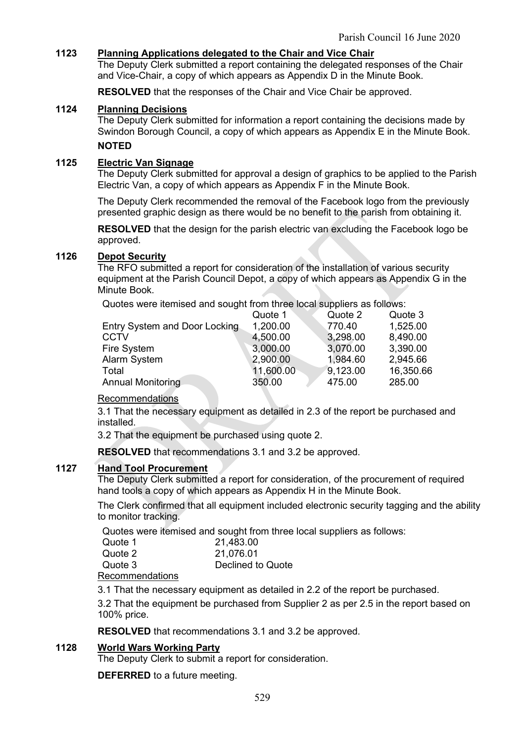### 1123 Planning Applications delegated to the Chair and Vice Chair

The Deputy Clerk submitted a report containing the delegated responses of the Chair and Vice-Chair, a copy of which appears as Appendix D in the Minute Book.

**RESOLVED** that the responses of the Chair and Vice Chair be approved.

### 1124 Planning Decisions

The Deputy Clerk submitted for information a report containing the decisions made by Swindon Borough Council, a copy of which appears as Appendix E in the Minute Book.

**NOTED**

### 1125 Electric Van Signage

The Deputy Clerk submitted for approval a design of graphics to be applied to the Parish Electric Van, a copy of which appears as Appendix F in the Minute Book.

The Deputy Clerk recommended the removal of the Facebook logo from the previously presented graphic design as there would be no benefit to the parish from obtaining it.

**RESOLVED** that the design for the parish electric van excluding the Facebook logo be approved.

### 1126 Depot Security

The RFO submitted a report for consideration of the installation of various security equipment at the Parish Council Depot, a copy of which appears as Appendix G in the Minute Book.

Quotes were itemised and sought from three local suppliers as follows:

| | Quote 1 | Quote 2 | Quote 3 |
|---|---|---|---|
| Entry System and Door Locking | 1,200.00 | 770.40 | 1,525.00 |
| CCTV | 4,500.00 | 3,298.00 | 8,490.00 |
| Fire System | 3,000.00 | 3,070.00 | 3,390.00 |
| Alarm System | 2,900.00 | 1,984.60 | 2,945.66 |
| Total | 11,600.00 | 9,123.00 | 16,350.66 |
| Annual Monitoring | 350.00 | 475.00 | 285.00 |

Recommendations

3.1 That the necessary equipment as detailed in 2.3 of the report be purchased and installed.

3.2 That the equipment be purchased using quote 2.

**RESOLVED** that recommendations 3.1 and 3.2 be approved.

### 1127 Hand Tool Procurement

The Deputy Clerk submitted a report for consideration, of the procurement of required hand tools a copy of which appears as Appendix H in the Minute Book.

The Clerk confirmed that all equipment included electronic security tagging and the ability to monitor tracking.

Quotes were itemised and sought from three local suppliers as follows:

| | |
|---|---|
| Quote 1 | 21,483.00 |
| Quote 2 | 21,076.01 |
| Quote 3 | Declined to Quote |

Recommendations

3.1 That the necessary equipment as detailed in 2.2 of the report be purchased.

3.2 That the equipment be purchased from Supplier 2 as per 2.5 in the report based on 100% price.

**RESOLVED** that recommendations 3.1 and 3.2 be approved.

### 1128 World Wars Working Party

The Deputy Clerk to submit a report for consideration.

**DEFERRED** to a future meeting.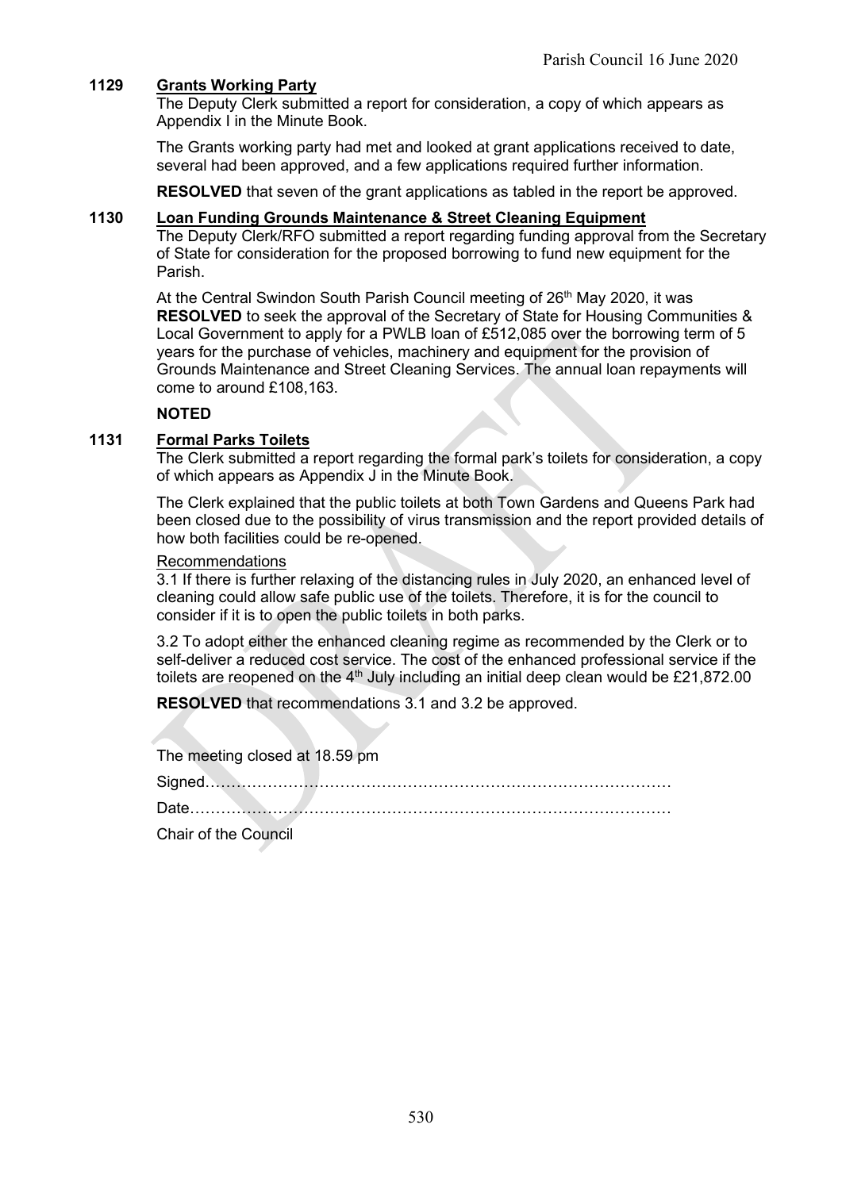**1129 Grants Working Party**

The Deputy Clerk submitted a report for consideration, a copy of which appears as Appendix I in the Minute Book.

The Grants working party had met and looked at grant applications received to date, several had been approved, and a few applications required further information.

**RESOLVED** that seven of the grant applications as tabled in the report be approved.

**1130 Loan Funding Grounds Maintenance & Street Cleaning Equipment**

The Deputy Clerk/RFO submitted a report regarding funding approval from the Secretary of State for consideration for the proposed borrowing to fund new equipment for the Parish.

At the Central Swindon South Parish Council meeting of 26th May 2020, it was **RESOLVED** to seek the approval of the Secretary of State for Housing Communities & Local Government to apply for a PWLB loan of £512,085 over the borrowing term of 5 years for the purchase of vehicles, machinery and equipment for the provision of Grounds Maintenance and Street Cleaning Services. The annual loan repayments will come to around £108,163.

**NOTED**

**1131 Formal Parks Toilets**

The Clerk submitted a report regarding the formal park's toilets for consideration, a copy of which appears as Appendix J in the Minute Book.

The Clerk explained that the public toilets at both Town Gardens and Queens Park had been closed due to the possibility of virus transmission and the report provided details of how both facilities could be re-opened.

Recommendations

3.1 If there is further relaxing of the distancing rules in July 2020, an enhanced level of cleaning could allow safe public use of the toilets. Therefore, it is for the council to consider if it is to open the public toilets in both parks.

3.2 To adopt either the enhanced cleaning regime as recommended by the Clerk or to self-deliver a reduced cost service. The cost of the enhanced professional service if the toilets are reopened on the 4th July including an initial deep clean would be £21,872.00

**RESOLVED** that recommendations 3.1 and 3.2 be approved.

The meeting closed at 18.59 pm

Signed………………………………………………………………………………

Date…………………………………………………………………………………

Chair of the Council